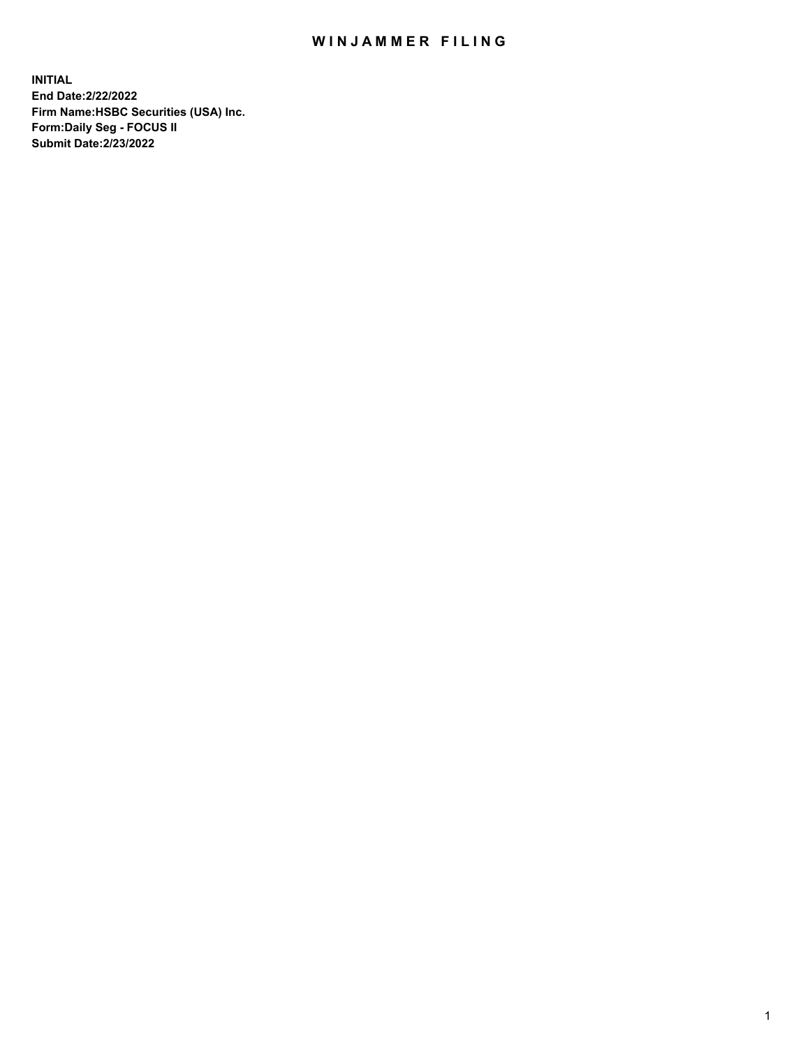# WINJAMMER FILING

**INITIAL**
**End Date:2/22/2022**
**Firm Name:HSBC Securities (USA) Inc.**
**Form:Daily Seg - FOCUS II**
**Submit Date:2/23/2022**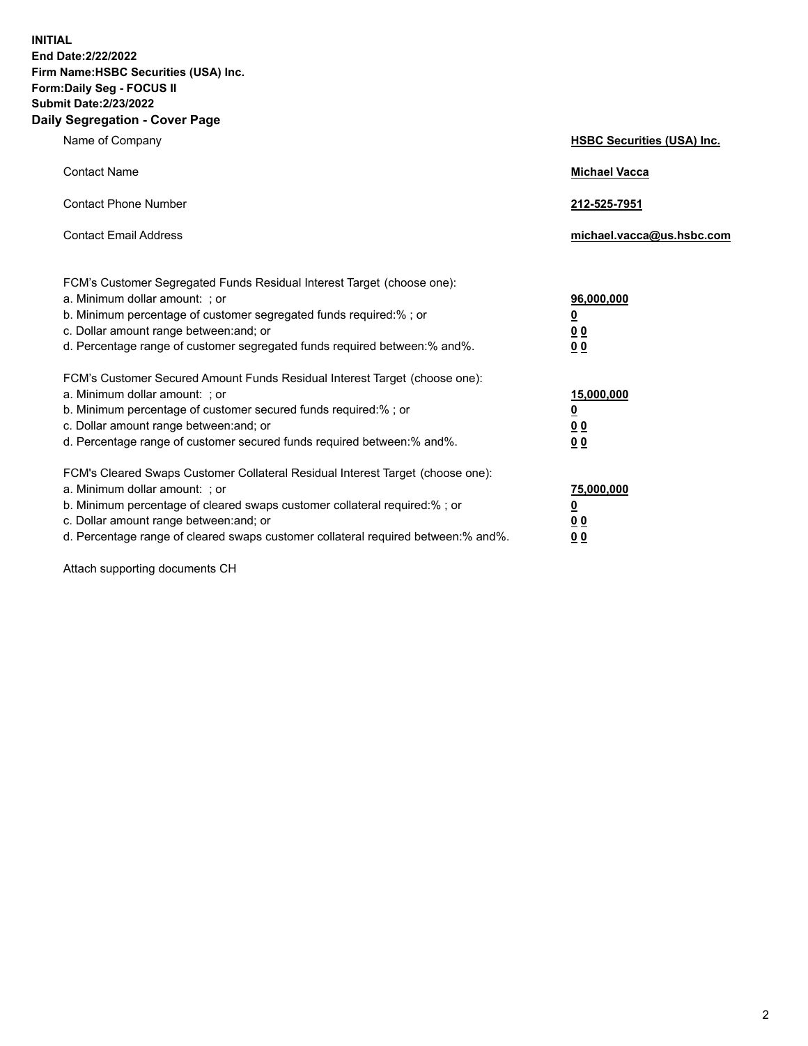**INITIAL**
**End Date:2/22/2022**
**Firm Name:HSBC Securities (USA) Inc.**
**Form:Daily Seg - FOCUS II**
**Submit Date:2/23/2022**

## Daily Segregation - Cover Page

| | |
|---|---|
| Name of Company | **HSBC Securities (USA) Inc.** |
| Contact Name | **Michael Vacca** |
| Contact Phone Number | **212-525-7951** |
| Contact Email Address | **michael.vacca@us.hsbc.com** |

| | |
|---|---|
| FCM's Customer Segregated Funds Residual Interest Target (choose one): | |
| a. Minimum dollar amount: ; or | **96,000,000** |
| b. Minimum percentage of customer segregated funds required:% ; or | **0** |
| c. Dollar amount range between:and; or | **0 0** |
| d. Percentage range of customer segregated funds required between:% and%. | **0 0** |
| FCM's Customer Secured Amount Funds Residual Interest Target (choose one): | |
| a. Minimum dollar amount: ; or | **15,000,000** |
| b. Minimum percentage of customer secured funds required:% ; or | **0** |
| c. Dollar amount range between:and; or | **0 0** |
| d. Percentage range of customer secured funds required between:% and%. | **0 0** |
| FCM's Cleared Swaps Customer Collateral Residual Interest Target (choose one): | |
| a. Minimum dollar amount: ; or | **75,000,000** |
| b. Minimum percentage of cleared swaps customer collateral required:% ; or | **0** |
| c. Dollar amount range between:and; or | **0 0** |
| d. Percentage range of cleared swaps customer collateral required between:% and%. | **0 0** |

Attach supporting documents CH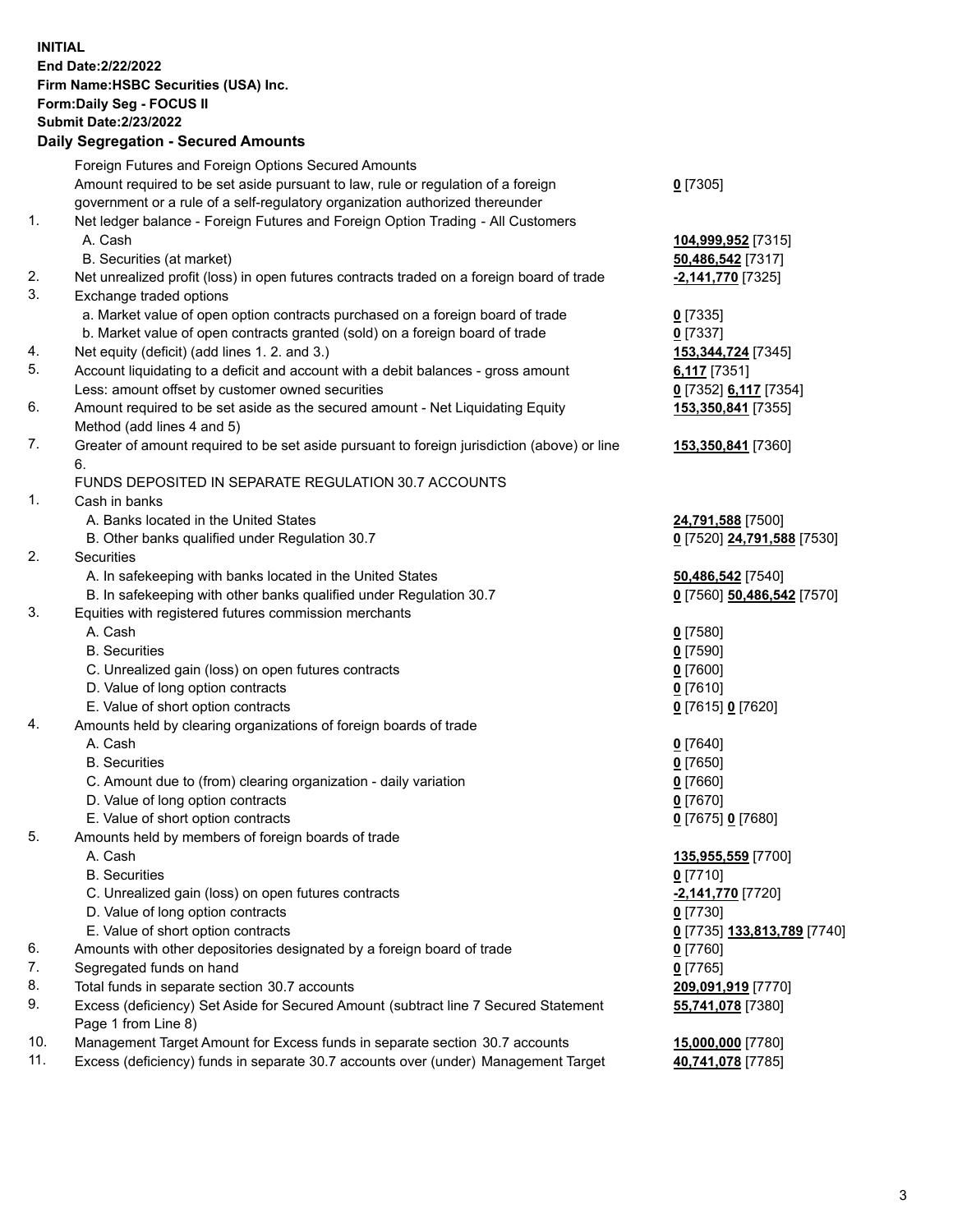**INITIAL**
**End Date:2/22/2022**
**Firm Name:HSBC Securities (USA) Inc.**
**Form:Daily Seg - FOCUS II**
**Submit Date:2/23/2022**

### Daily Segregation - Secured Amounts

| | | |
|---|---|---|
| | Foreign Futures and Foreign Options Secured Amounts | |
| | Amount required to be set aside pursuant to law, rule or regulation of a foreign government or a rule of a self-regulatory organization authorized thereunder | **0** [7305] |
| 1. | Net ledger balance - Foreign Futures and Foreign Option Trading - All Customers | |
| | A. Cash | **104,999,952** [7315] |
| | B. Securities (at market) | **50,486,542** [7317] |
| 2. | Net unrealized profit (loss) in open futures contracts traded on a foreign board of trade | **-2,141,770** [7325] |
| 3. | Exchange traded options | |
| | a. Market value of open option contracts purchased on a foreign board of trade | **0** [7335] |
| | b. Market value of open contracts granted (sold) on a foreign board of trade | **0** [7337] |
| 4. | Net equity (deficit) (add lines 1. 2. and 3.) | **153,344,724** [7345] |
| 5. | Account liquidating to a deficit and account with a debit balances - gross amount | **6,117** [7351] |
| | Less: amount offset by customer owned securities | **0** [7352] **6,117** [7354] |
| 6. | Amount required to be set aside as the secured amount - Net Liquidating Equity Method (add lines 4 and 5) | **153,350,841** [7355] |
| 7. | Greater of amount required to be set aside pursuant to foreign jurisdiction (above) or line 6. | **153,350,841** [7360] |
| | FUNDS DEPOSITED IN SEPARATE REGULATION 30.7 ACCOUNTS | |
| 1. | Cash in banks | |
| | A. Banks located in the United States | **24,791,588** [7500] |
| | B. Other banks qualified under Regulation 30.7 | **0** [7520] **24,791,588** [7530] |
| 2. | Securities | |
| | A. In safekeeping with banks located in the United States | **50,486,542** [7540] |
| | B. In safekeeping with other banks qualified under Regulation 30.7 | **0** [7560] **50,486,542** [7570] |
| 3. | Equities with registered futures commission merchants | |
| | A. Cash | **0** [7580] |
| | B. Securities | **0** [7590] |
| | C. Unrealized gain (loss) on open futures contracts | **0** [7600] |
| | D. Value of long option contracts | **0** [7610] |
| | E. Value of short option contracts | **0** [7615] **0** [7620] |
| 4. | Amounts held by clearing organizations of foreign boards of trade | |
| | A. Cash | **0** [7640] |
| | B. Securities | **0** [7650] |
| | C. Amount due to (from) clearing organization - daily variation | **0** [7660] |
| | D. Value of long option contracts | **0** [7670] |
| | E. Value of short option contracts | **0** [7675] **0** [7680] |
| 5. | Amounts held by members of foreign boards of trade | |
| | A. Cash | **135,955,559** [7700] |
| | B. Securities | **0** [7710] |
| | C. Unrealized gain (loss) on open futures contracts | **-2,141,770** [7720] |
| | D. Value of long option contracts | **0** [7730] |
| | E. Value of short option contracts | **0** [7735] **133,813,789** [7740] |
| 6. | Amounts with other depositories designated by a foreign board of trade | **0** [7760] |
| 7. | Segregated funds on hand | **0** [7765] |
| 8. | Total funds in separate section 30.7 accounts | **209,091,919** [7770] |
| 9. | Excess (deficiency) Set Aside for Secured Amount (subtract line 7 Secured Statement Page 1 from Line 8) | **55,741,078** [7380] |
| 10. | Management Target Amount for Excess funds in separate section 30.7 accounts | **15,000,000** [7780] |
| 11. | Excess (deficiency) funds in separate 30.7 accounts over (under) Management Target | **40,741,078** [7785] |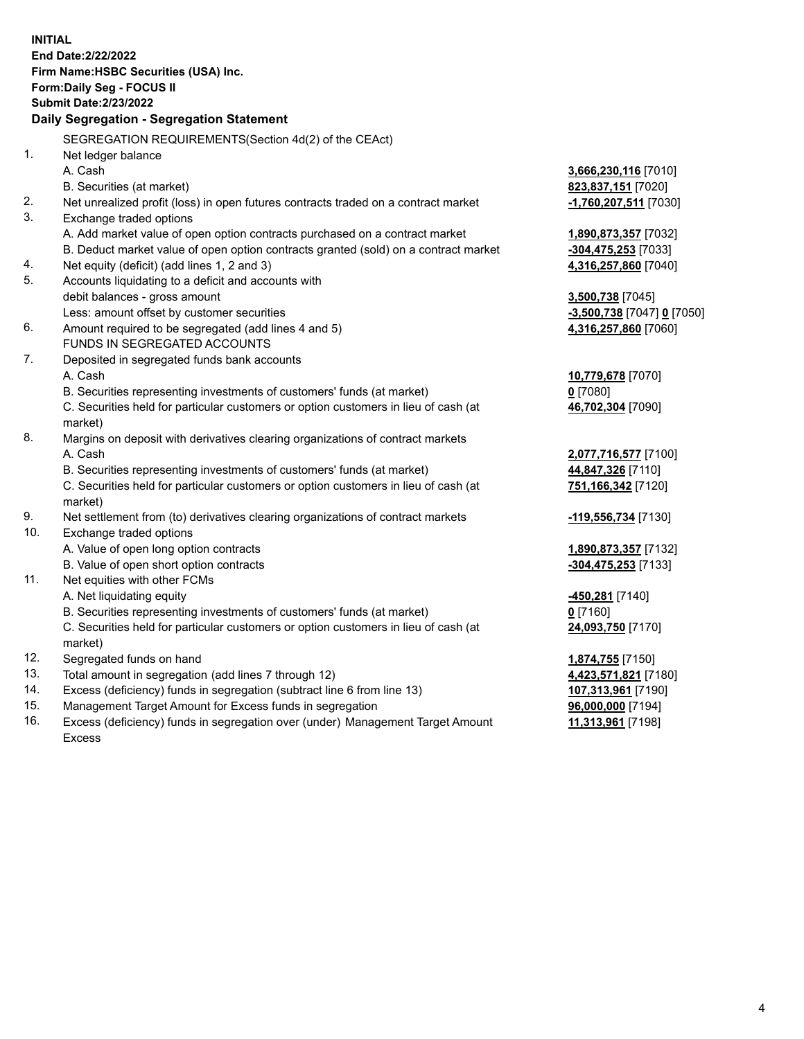**INITIAL**
**End Date:2/22/2022**
**Firm Name:HSBC Securities (USA) Inc.**
**Form:Daily Seg - FOCUS II**
**Submit Date:2/23/2022**

## Daily Segregation - Segregation Statement

| | | |
|---|---|---|
| | SEGREGATION REQUIREMENTS(Section 4d(2) of the CEAct) | |
| 1. | Net ledger balance | |
| | A. Cash | **3,666,230,116** [7010] |
| | B. Securities (at market) | **823,837,151** [7020] |
| 2. | Net unrealized profit (loss) in open futures contracts traded on a contract market | **-1,760,207,511** [7030] |
| 3. | Exchange traded options | |
| | A. Add market value of open option contracts purchased on a contract market | **1,890,873,357** [7032] |
| | B. Deduct market value of open option contracts granted (sold) on a contract market | **-304,475,253** [7033] |
| 4. | Net equity (deficit) (add lines 1, 2 and 3) | **4,316,257,860** [7040] |
| 5. | Accounts liquidating to a deficit and accounts with debit balances - gross amount | **3,500,738** [7045] |
| | Less: amount offset by customer securities | **-3,500,738** [7047] **0** [7050] |
| 6. | Amount required to be segregated (add lines 4 and 5) | **4,316,257,860** [7060] |
| | FUNDS IN SEGREGATED ACCOUNTS | |
| 7. | Deposited in segregated funds bank accounts | |
| | A. Cash | **10,779,678** [7070] |
| | B. Securities representing investments of customers' funds (at market) | **0** [7080] |
| | C. Securities held for particular customers or option customers in lieu of cash (at market) | **46,702,304** [7090] |
| 8. | Margins on deposit with derivatives clearing organizations of contract markets | |
| | A. Cash | **2,077,716,577** [7100] |
| | B. Securities representing investments of customers' funds (at market) | **44,847,326** [7110] |
| | C. Securities held for particular customers or option customers in lieu of cash (at market) | **751,166,342** [7120] |
| 9. | Net settlement from (to) derivatives clearing organizations of contract markets | **-119,556,734** [7130] |
| 10. | Exchange traded options | |
| | A. Value of open long option contracts | **1,890,873,357** [7132] |
| | B. Value of open short option contracts | **-304,475,253** [7133] |
| 11. | Net equities with other FCMs | |
| | A. Net liquidating equity | **-450,281** [7140] |
| | B. Securities representing investments of customers' funds (at market) | **0** [7160] |
| | C. Securities held for particular customers or option customers in lieu of cash (at market) | **24,093,750** [7170] |
| 12. | Segregated funds on hand | **1,874,755** [7150] |
| 13. | Total amount in segregation (add lines 7 through 12) | **4,423,571,821** [7180] |
| 14. | Excess (deficiency) funds in segregation (subtract line 6 from line 13) | **107,313,961** [7190] |
| 15. | Management Target Amount for Excess funds in segregation | **96,000,000** [7194] |
| 16. | Excess (deficiency) funds in segregation over (under) Management Target Amount Excess | **11,313,961** [7198] |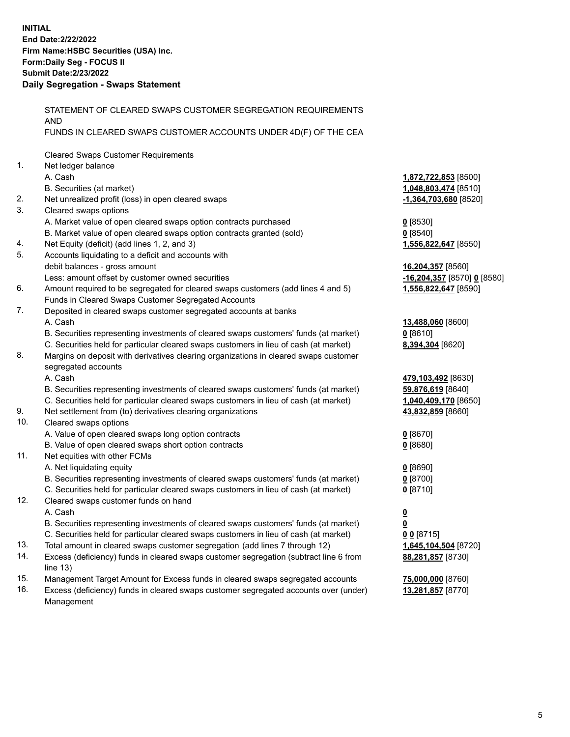**INITIAL**
**End Date:2/22/2022**
**Firm Name:HSBC Securities (USA) Inc.**
**Form:Daily Seg - FOCUS II**
**Submit Date:2/23/2022**
**Daily Segregation - Swaps Statement**

STATEMENT OF CLEARED SWAPS CUSTOMER SEGREGATION REQUIREMENTS AND
FUNDS IN CLEARED SWAPS CUSTOMER ACCOUNTS UNDER 4D(F) OF THE CEA

| | | |
|---|---|---|
| | Cleared Swaps Customer Requirements | |
| 1. | Net ledger balance | |
| | A. Cash | **1,872,722,853** [8500] |
| | B. Securities (at market) | **1,048,803,474** [8510] |
| 2. | Net unrealized profit (loss) in open cleared swaps | **-1,364,703,680** [8520] |
| 3. | Cleared swaps options | |
| | A. Market value of open cleared swaps option contracts purchased | **0** [8530] |
| | B. Market value of open cleared swaps option contracts granted (sold) | **0** [8540] |
| 4. | Net Equity (deficit) (add lines 1, 2, and 3) | **1,556,822,647** [8550] |
| 5. | Accounts liquidating to a deficit and accounts with | |
| | debit balances - gross amount | **16,204,357** [8560] |
| | Less: amount offset by customer owned securities | **-16,204,357** [8570] **0** [8580] |
| 6. | Amount required to be segregated for cleared swaps customers (add lines 4 and 5) | **1,556,822,647** [8590] |
| | Funds in Cleared Swaps Customer Segregated Accounts | |
| 7. | Deposited in cleared swaps customer segregated accounts at banks | |
| | A. Cash | **13,488,060** [8600] |
| | B. Securities representing investments of cleared swaps customers' funds (at market) | **0** [8610] |
| | C. Securities held for particular cleared swaps customers in lieu of cash (at market) | **8,394,304** [8620] |
| 8. | Margins on deposit with derivatives clearing organizations in cleared swaps customer segregated accounts | |
| | A. Cash | **479,103,492** [8630] |
| | B. Securities representing investments of cleared swaps customers' funds (at market) | **59,876,619** [8640] |
| | C. Securities held for particular cleared swaps customers in lieu of cash (at market) | **1,040,409,170** [8650] |
| 9. | Net settlement from (to) derivatives clearing organizations | **43,832,859** [8660] |
| 10. | Cleared swaps options | |
| | A. Value of open cleared swaps long option contracts | **0** [8670] |
| | B. Value of open cleared swaps short option contracts | **0** [8680] |
| 11. | Net equities with other FCMs | |
| | A. Net liquidating equity | **0** [8690] |
| | B. Securities representing investments of cleared swaps customers' funds (at market) | **0** [8700] |
| | C. Securities held for particular cleared swaps customers in lieu of cash (at market) | **0** [8710] |
| 12. | Cleared swaps customer funds on hand | |
| | A. Cash | **0** |
| | B. Securities representing investments of cleared swaps customers' funds (at market) | **0** |
| | C. Securities held for particular cleared swaps customers in lieu of cash (at market) | **0** **0** [8715] |
| 13. | Total amount in cleared swaps customer segregation (add lines 7 through 12) | **1,645,104,504** [8720] |
| 14. | Excess (deficiency) funds in cleared swaps customer segregation (subtract line 6 from line 13) | **88,281,857** [8730] |
| 15. | Management Target Amount for Excess funds in cleared swaps segregated accounts | **75,000,000** [8760] |
| 16. | Excess (deficiency) funds in cleared swaps customer segregated accounts over (under) Management | **13,281,857** [8770] |